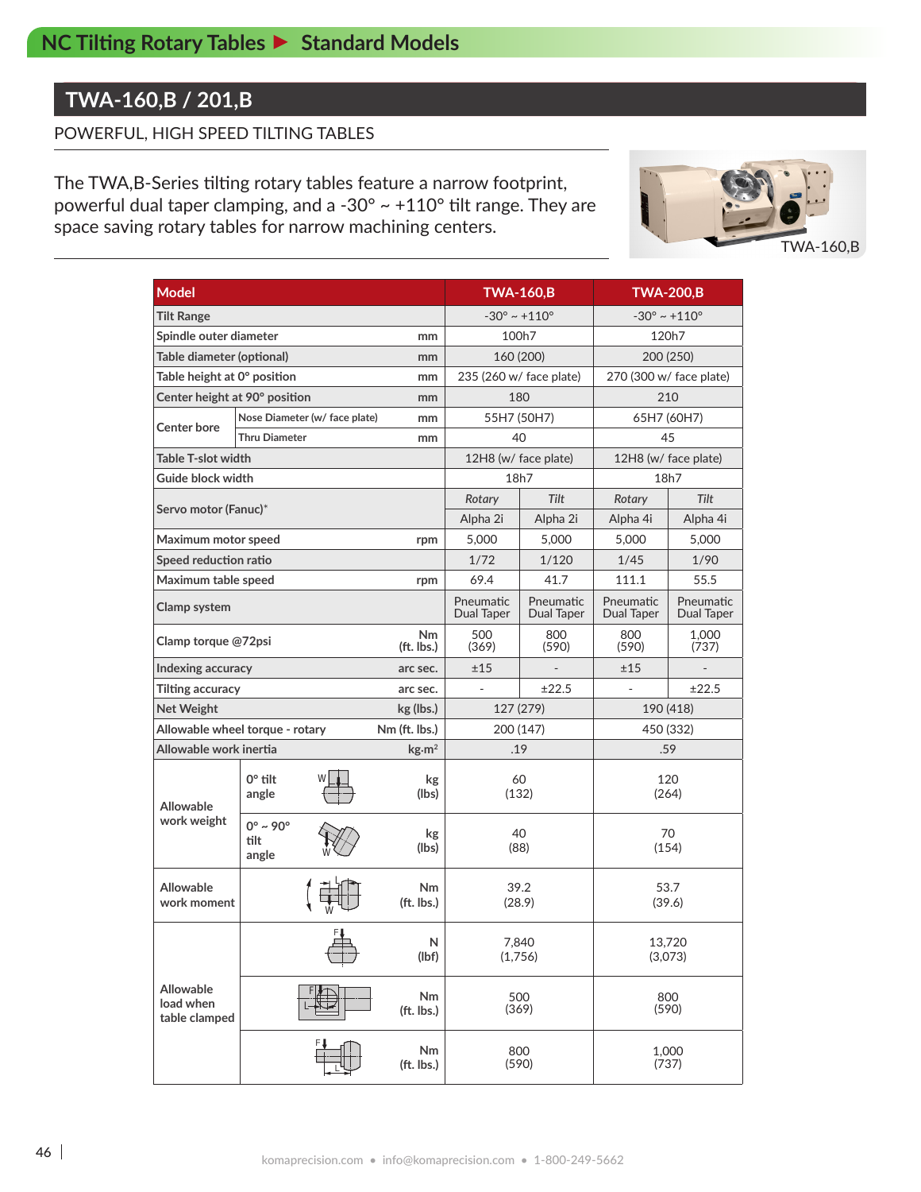# NC Tilting Rotary Tables ▶ Standard Models

## TWA-160,B / 201,B

POWERFUL, HIGH SPEED TILTING TABLES

The TWA,B-Series tilting rotary tables feature a narrow footprint, powerful dual taper clamping, and a -30° ~ +110° tilt range. They are space saving rotary tables for narrow machining centers.

TWA-160,B

| Model | | | TWA-160,B | | TWA-200,B | |
|---|---|---|---|---|---|---|
| Tilt Range | | | -30° ~ +110° | | -30° ~ +110° | |
| Spindle outer diameter | | mm | 100h7 | | 120h7 | |
| Table diameter (optional) | | mm | 160 (200) | | 200 (250) | |
| Table height at 0° position | | mm | 235 (260 w/ face plate) | | 270 (300 w/ face plate) | |
| Center height at 90° position | | mm | 180 | | 210 | |
| Center bore | Nose Diameter (w/ face plate) | mm | 55H7 (50H7) | | 65H7 (60H7) | |
| | Thru Diameter | mm | 40 | | 45 | |
| Table T-slot width | | | 12H8 (w/ face plate) | | 12H8 (w/ face plate) | |
| Guide block width | | | 18h7 | | 18h7 | |
| Servo motor (Fanuc)* | | | *Rotary* | *Tilt* | *Rotary* | *Tilt* |
| | | | Alpha 2i | Alpha 2i | Alpha 4i | Alpha 4i |
| Maximum motor speed | | rpm | 5,000 | 5,000 | 5,000 | 5,000 |
| Speed reduction ratio | | | 1/72 | 1/120 | 1/45 | 1/90 |
| Maximum table speed | | rpm | 69.4 | 41.7 | 111.1 | 55.5 |
| Clamp system | | | Pneumatic Dual Taper | Pneumatic Dual Taper | Pneumatic Dual Taper | Pneumatic Dual Taper |
| Clamp torque @72psi | | Nm (ft. lbs.) | 500 (369) | 800 (590) | 800 (590) | 1,000 (737) |
| Indexing accuracy | | arc sec. | ±15 | - | ±15 | - |
| Tilting accuracy | | arc sec. | - | ±22.5 | - | ±22.5 |
| Net Weight | | kg (lbs.) | 127 (279) | | 190 (418) | |
| Allowable wheel torque - rotary | | Nm (ft. lbs.) | 200 (147) | | 450 (332) | |
| Allowable work inertia | | kg·m² | .19 | | .59 | |
| Allowable work weight | 0° tilt angle | kg (lbs) | 60 (132) | | 120 (264) | |
| | 0° ~ 90° tilt angle | kg (lbs) | 40 (88) | | 70 (154) | |
| Allowable work moment | | Nm (ft. lbs.) | 39.2 (28.9) | | 53.7 (39.6) | |
| Allowable load when table clamped | | N (lbf) | 7,840 (1,756) | | 13,720 (3,073) | |
| | | Nm (ft. lbs.) | 500 (369) | | 800 (590) | |
| | | Nm (ft. lbs.) | 800 (590) | | 1,000 (737) | |

komaprecision.com • info@komaprecision.com • 1-800-249-5662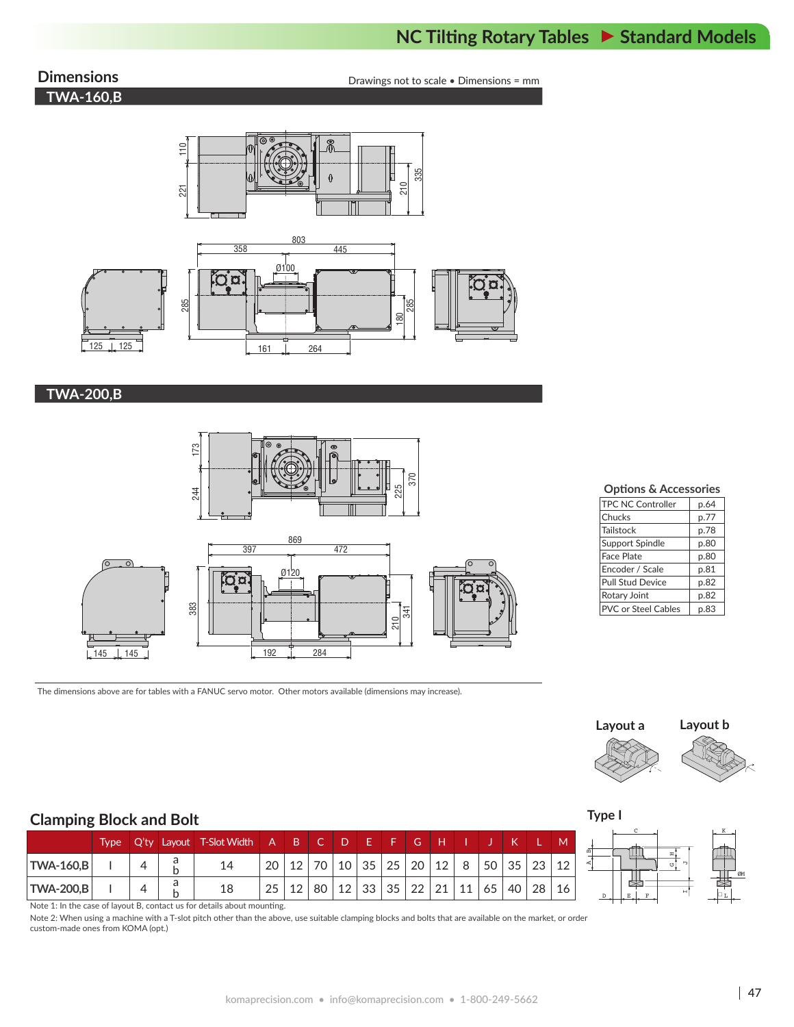## Dimensions

Drawings not to scale • Dimensions = mm

### TWA-160,B

110
221
210
335
803
358
445
Ø100
285
180
285
125
125
161
264

### TWA-200,B

173
244
225
370
869
397
472
Ø120
383
210
341
145
145
192
284

The dimensions above are for tables with a FANUC servo motor. Other motors available (dimensions may increase).

### Options & Accessories

| | |
|---|---|
| TPC NC Controller | p.64 |
| Chucks | p.77 |
| Tailstock | p.78 |
| Support Spindle | p.80 |
| Face Plate | p.80 |
| Encoder / Scale | p.81 |
| Pull Stud Device | p.82 |
| Rotary Joint | p.82 |
| PVC or Steel Cables | p.83 |

Layout a

Layout b

## Clamping Block and Bolt

| | Type | Q'ty | Layout | T-Slot Width | A | B | C | D | E | F | G | H | I | J | K | L | M |
|---|---|---|---|---|---|---|---|---|---|---|---|---|---|---|---|---|---|
| TWA-160,B | I | 4 | a b | 14 | 20 | 12 | 70 | 10 | 35 | 25 | 20 | 12 | 8 | 50 | 35 | 23 | 12 |
| TWA-200,B | I | 4 | a b | 18 | 25 | 12 | 80 | 12 | 33 | 35 | 22 | 21 | 11 | 65 | 40 | 28 | 16 |

Note 1: In the case of layout B, contact us for details about mounting.

Note 2: When using a machine with a T-slot pitch other than the above, use suitable clamping blocks and bolts that are available on the market, or order custom-made ones from KOMA (opt.)

### Type I

C
A
B
H
G
J
I
D
E
F
K
ØM
□L

komaprecision.com • info@komaprecision.com • 1-800-249-5662